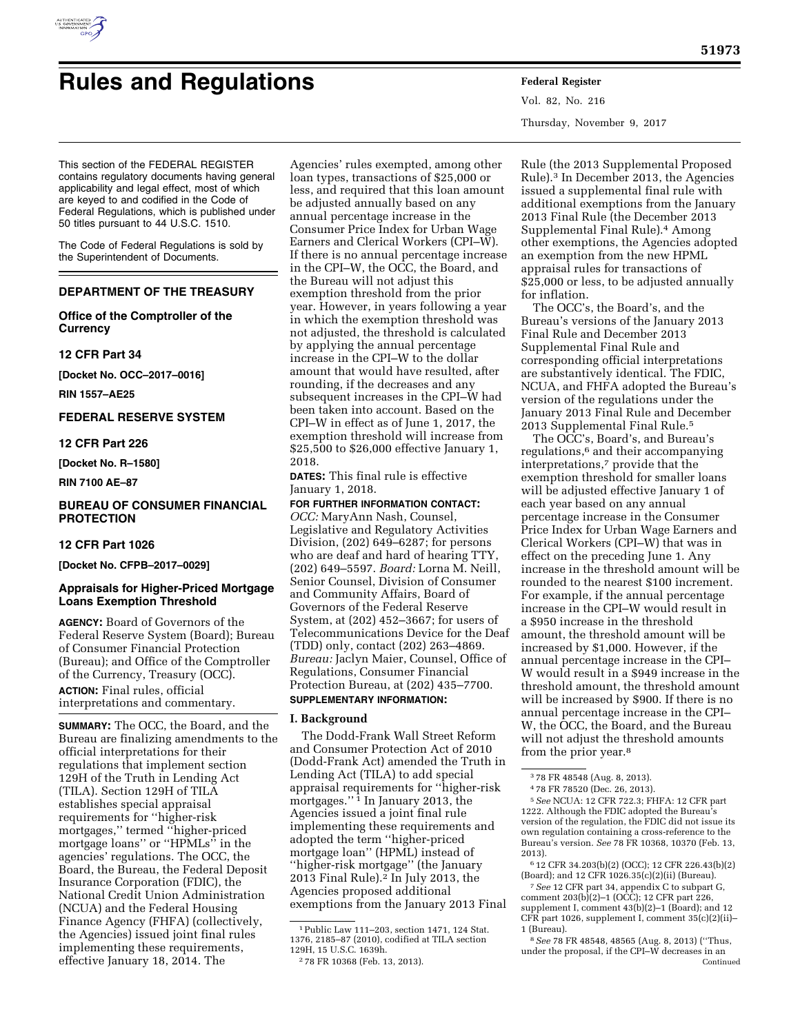# Rules and Regulations

This section of the FEDERAL REGISTER contains regulatory documents having general applicability and legal effect, most of which are keyed to and codified in the Code of Federal Regulations, which is published under 50 titles pursuant to 44 U.S.C. 1510.

The Code of Federal Regulations is sold by the Superintendent of Documents.

## DEPARTMENT OF THE TREASURY

### Office of the Comptroller of the Currency

### 12 CFR Part 34

**[Docket No. OCC–2017–0016]**

**RIN 1557–AE25**

## FEDERAL RESERVE SYSTEM

### 12 CFR Part 226

**[Docket No. R–1580]**

**RIN 7100 AE–87**

## BUREAU OF CONSUMER FINANCIAL PROTECTION

### 12 CFR Part 1026

**[Docket No. CFPB–2017–0029]**

### Appraisals for Higher-Priced Mortgage Loans Exemption Threshold

**AGENCY:** Board of Governors of the Federal Reserve System (Board); Bureau of Consumer Financial Protection (Bureau); and Office of the Comptroller of the Currency, Treasury (OCC).

**ACTION:** Final rules, official interpretations and commentary.

**SUMMARY:** The OCC, the Board, and the Bureau are finalizing amendments to the official interpretations for their regulations that implement section 129H of the Truth in Lending Act (TILA). Section 129H of TILA establishes special appraisal requirements for "higher-risk mortgages," termed "higher-priced mortgage loans" or "HPMLs" in the agencies' regulations. The OCC, the Board, the Bureau, the Federal Deposit Insurance Corporation (FDIC), the National Credit Union Administration (NCUA) and the Federal Housing Finance Agency (FHFA) (collectively, the Agencies) issued joint final rules implementing these requirements, effective January 18, 2014. The Agencies' rules exempted, among other loan types, transactions of $25,000 or less, and required that this loan amount be adjusted annually based on any annual percentage increase in the Consumer Price Index for Urban Wage Earners and Clerical Workers (CPI–W). If there is no annual percentage increase in the CPI–W, the OCC, the Board, and the Bureau will not adjust this exemption threshold from the prior year. However, in years following a year in which the exemption threshold was not adjusted, the threshold is calculated by applying the annual percentage increase in the CPI–W to the dollar amount that would have resulted, after rounding, if the decreases and any subsequent increases in the CPI–W had been taken into account. Based on the CPI–W in effect as of June 1, 2017, the exemption threshold will increase from $25,500 to $26,000 effective January 1, 2018.

**DATES:** This final rule is effective January 1, 2018.

**FOR FURTHER INFORMATION CONTACT:** *OCC:* MaryAnn Nash, Counsel, Legislative and Regulatory Activities Division, (202) 649–6287; for persons who are deaf and hard of hearing TTY, (202) 649–5597. *Board:* Lorna M. Neill, Senior Counsel, Division of Consumer and Community Affairs, Board of Governors of the Federal Reserve System, at (202) 452–3667; for users of Telecommunications Device for the Deaf (TDD) only, contact (202) 263–4869. *Bureau:* Jaclyn Maier, Counsel, Office of Regulations, Consumer Financial Protection Bureau, at (202) 435–7700.

**SUPPLEMENTARY INFORMATION:**

## I. Background

The Dodd-Frank Wall Street Reform and Consumer Protection Act of 2010 (Dodd-Frank Act) amended the Truth in Lending Act (TILA) to add special appraisal requirements for "higher-risk mortgages." [1] In January 2013, the Agencies issued a joint final rule implementing these requirements and adopted the term "higher-priced mortgage loan" (HPML) instead of "higher-risk mortgage" (the January 2013 Final Rule).[2] In July 2013, the Agencies proposed additional exemptions from the January 2013 Final Rule (the 2013 Supplemental Proposed Rule).[3] In December 2013, the Agencies issued a supplemental final rule with additional exemptions from the January 2013 Final Rule (the December 2013 Supplemental Final Rule).[4] Among other exemptions, the Agencies adopted an exemption from the new HPML appraisal rules for transactions of $25,000 or less, to be adjusted annually for inflation.

The OCC's, the Board's, and the Bureau's versions of the January 2013 Final Rule and December 2013 Supplemental Final Rule and corresponding official interpretations are substantively identical. The FDIC, NCUA, and FHFA adopted the Bureau's version of the regulations under the January 2013 Final Rule and December 2013 Supplemental Final Rule.[5]

The OCC's, Board's, and Bureau's regulations,[6] and their accompanying interpretations,[7] provide that the exemption threshold for smaller loans will be adjusted effective January 1 of each year based on any annual percentage increase in the Consumer Price Index for Urban Wage Earners and Clerical Workers (CPI–W) that was in effect on the preceding June 1. Any increase in the threshold amount will be rounded to the nearest $100 increment. For example, if the annual percentage increase in the CPI–W would result in a $950 increase in the threshold amount, the threshold amount will be increased by $1,000. However, if the annual percentage increase in the CPI–W would result in a $949 increase in the threshold amount, the threshold amount will be increased by $900. If there is no annual percentage increase in the CPI–W, the OCC, the Board, and the Bureau will not adjust the threshold amounts from the prior year.[8]

---

[1] Public Law 111–203, section 1471, 124 Stat. 1376, 2185–87 (2010), codified at TILA section 129H, 15 U.S.C. 1639h.

[2] 78 FR 10368 (Feb. 13, 2013).

[3] 78 FR 48548 (Aug. 8, 2013).

[4] 78 FR 78520 (Dec. 26, 2013).

[5] *See* NCUA: 12 CFR 722.3; FHFA: 12 CFR part 1222. Although the FDIC adopted the Bureau's version of the regulation, the FDIC did not issue its own regulation containing a cross-reference to the Bureau's version. *See* 78 FR 10368, 10370 (Feb. 13, 2013).

[6] 12 CFR 34.203(b)(2) (OCC); 12 CFR 226.43(b)(2) (Board); and 12 CFR 1026.35(c)(2)(ii) (Bureau).

[7] *See* 12 CFR part 34, appendix C to subpart G, comment 203(b)(2)–1 (OCC); 12 CFR part 226, supplement I, comment 43(b)(2)–1 (Board); and 12 CFR part 1026, supplement I, comment 35(c)(2)(ii)–1 (Bureau).

[8] *See* 78 FR 48548, 48565 (Aug. 8, 2013) ("Thus, under the proposal, if the CPI–W decreases in an Continued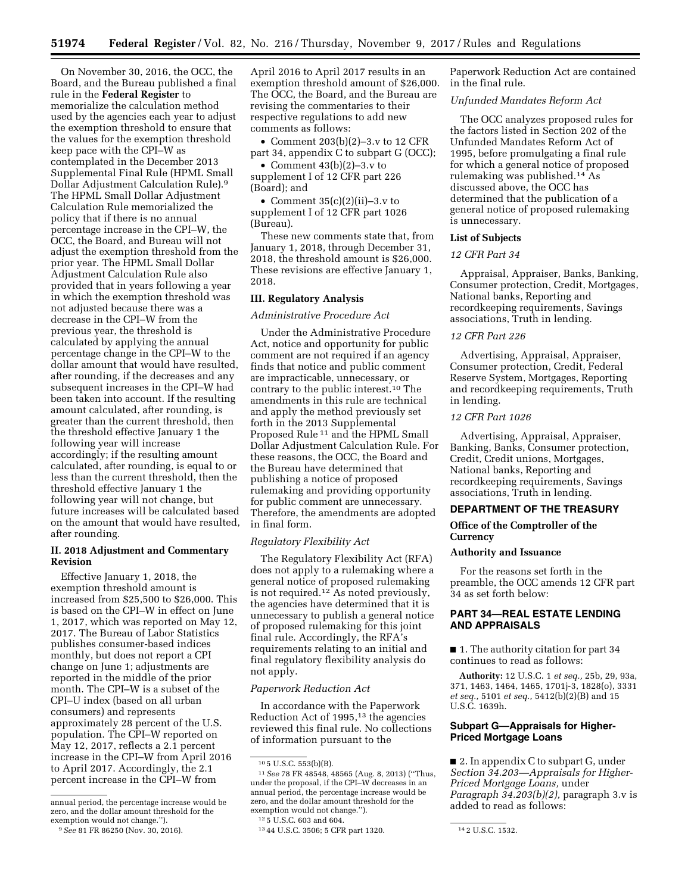On November 30, 2016, the OCC, the Board, and the Bureau published a final rule in the **Federal Register** to memorialize the calculation method used by the agencies each year to adjust the exemption threshold to ensure that the values for the exemption threshold keep pace with the CPI–W as contemplated in the December 2013 Supplemental Final Rule (HPML Small Dollar Adjustment Calculation Rule).[9] The HPML Small Dollar Adjustment Calculation Rule memorialized the policy that if there is no annual percentage increase in the CPI–W, the OCC, the Board, and Bureau will not adjust the exemption threshold from the prior year. The HPML Small Dollar Adjustment Calculation Rule also provided that in years following a year in which the exemption threshold was not adjusted because there was a decrease in the CPI–W from the previous year, the threshold is calculated by applying the annual percentage change in the CPI–W to the dollar amount that would have resulted, after rounding, if the decreases and any subsequent increases in the CPI–W had been taken into account. If the resulting amount calculated, after rounding, is greater than the current threshold, then the threshold effective January 1 the following year will increase accordingly; if the resulting amount calculated, after rounding, is equal to or less than the current threshold, then the threshold effective January 1 the following year will not change, but future increases will be calculated based on the amount that would have resulted, after rounding.

## II. 2018 Adjustment and Commentary Revision

Effective January 1, 2018, the exemption threshold amount is increased from $25,500 to $26,000. This is based on the CPI–W in effect on June 1, 2017, which was reported on May 12, 2017. The Bureau of Labor Statistics publishes consumer-based indices monthly, but does not report a CPI change on June 1; adjustments are reported in the middle of the prior month. The CPI–W is a subset of the CPI–U index (based on all urban consumers) and represents approximately 28 percent of the U.S. population. The CPI–W reported on May 12, 2017, reflects a 2.1 percent increase in the CPI–W from April 2016 to April 2017. Accordingly, the 2.1 percent increase in the CPI–W from April 2016 to April 2017 results in an exemption threshold amount of $26,000. The OCC, the Board, and the Bureau are revising the commentaries to their respective regulations to add new comments as follows:

- Comment 203(b)(2)–3.v to 12 CFR part 34, appendix C to subpart G (OCC);
- Comment 43(b)(2)–3.v to supplement I of 12 CFR part 226 (Board); and
- Comment 35(c)(2)(ii)–3.v to supplement I of 12 CFR part 1026 (Bureau).

These new comments state that, from January 1, 2018, through December 31, 2018, the threshold amount is $26,000. These revisions are effective January 1, 2018.

## III. Regulatory Analysis

*Administrative Procedure Act*

Under the Administrative Procedure Act, notice and opportunity for public comment are not required if an agency finds that notice and public comment are impracticable, unnecessary, or contrary to the public interest.[10] The amendments in this rule are technical and apply the method previously set forth in the 2013 Supplemental Proposed Rule [11] and the HPML Small Dollar Adjustment Calculation Rule. For these reasons, the OCC, the Board and the Bureau have determined that publishing a notice of proposed rulemaking and providing opportunity for public comment are unnecessary. Therefore, the amendments are adopted in final form.

*Regulatory Flexibility Act*

The Regulatory Flexibility Act (RFA) does not apply to a rulemaking where a general notice of proposed rulemaking is not required.[12] As noted previously, the agencies have determined that it is unnecessary to publish a general notice of proposed rulemaking for this joint final rule. Accordingly, the RFA's requirements relating to an initial and final regulatory flexibility analysis do not apply.

*Paperwork Reduction Act*

In accordance with the Paperwork Reduction Act of 1995,[13] the agencies reviewed this final rule. No collections of information pursuant to the Paperwork Reduction Act are contained in the final rule.

*Unfunded Mandates Reform Act*

The OCC analyzes proposed rules for the factors listed in Section 202 of the Unfunded Mandates Reform Act of 1995, before promulgating a final rule for which a general notice of proposed rulemaking was published.[14] As discussed above, the OCC has determined that the publication of a general notice of proposed rulemaking is unnecessary.

**List of Subjects**

*12 CFR Part 34*

Appraisal, Appraiser, Banks, Banking, Consumer protection, Credit, Mortgages, National banks, Reporting and recordkeeping requirements, Savings associations, Truth in lending.

*12 CFR Part 226*

Advertising, Appraisal, Appraiser, Consumer protection, Credit, Federal Reserve System, Mortgages, Reporting and recordkeeping requirements, Truth in lending.

*12 CFR Part 1026*

Advertising, Appraisal, Appraiser, Banking, Banks, Consumer protection, Credit, Credit unions, Mortgages, National banks, Reporting and recordkeeping requirements, Savings associations, Truth in lending.

## DEPARTMENT OF THE TREASURY

### Office of the Comptroller of the Currency

### Authority and Issuance

For the reasons set forth in the preamble, the OCC amends 12 CFR part 34 as set forth below:

## PART 34—REAL ESTATE LENDING AND APPRAISALS

■ 1. The authority citation for part 34 continues to read as follows:

**Authority:** 12 U.S.C. 1 *et seq.,* 25b, 29, 93a, 371, 1463, 1464, 1465, 1701j-3, 1828(o), 3331 *et seq.,* 5101 *et seq.,* 5412(b)(2)(B) and 15 U.S.C. 1639h.

### Subpart G—Appraisals for Higher-Priced Mortgage Loans

■ 2. In appendix C to subpart G, under *Section 34.203—Appraisals for Higher-Priced Mortgage Loans,* under *Paragraph 34.203(b)(2),* paragraph 3.v is added to read as follows:

---

annual period, the percentage increase would be zero, and the dollar amount threshold for the exemption would not change.'').

[9] *See* 81 FR 86250 (Nov. 30, 2016).

[10] 5 U.S.C. 553(b)(B).

[11] *See* 78 FR 48548, 48565 (Aug. 8, 2013) (''Thus, under the proposal, if the CPI–W decreases in an annual period, the percentage increase would be zero, and the dollar amount threshold for the exemption would not change.'').

[12] 5 U.S.C. 603 and 604.

[13] 44 U.S.C. 3506; 5 CFR part 1320.

[14] 2 U.S.C. 1532.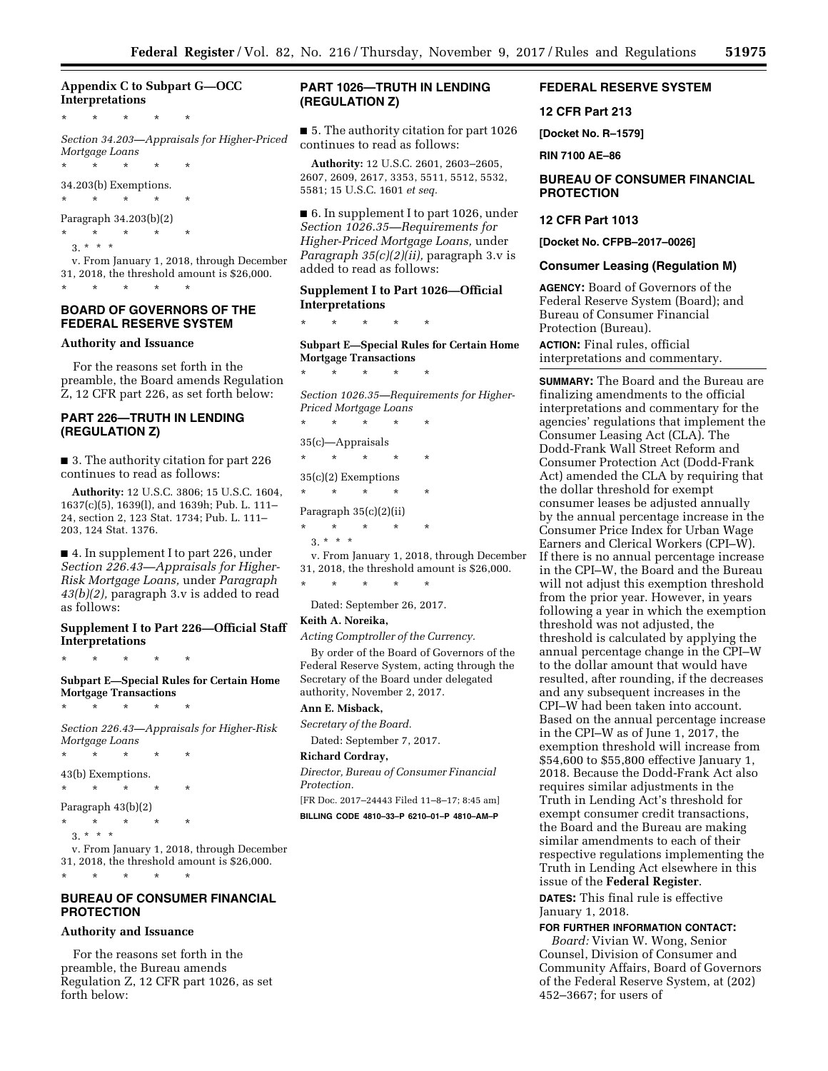### Appendix C to Subpart G—OCC Interpretations

\* \* \* \* \*

*Section 34.203—Appraisals for Higher-Priced Mortgage Loans*

\* \* \* \* \*

34.203(b) Exemptions.

\* \* \* \* \*

Paragraph 34.203(b)(2)

\* \* \* \* \*

3. \* \* \*

v. From January 1, 2018, through December 31, 2018, the threshold amount is $26,000.

\* \* \* \* \*

## BOARD OF GOVERNORS OF THE FEDERAL RESERVE SYSTEM

### Authority and Issuance

For the reasons set forth in the preamble, the Board amends Regulation Z, 12 CFR part 226, as set forth below:

## PART 226—TRUTH IN LENDING (REGULATION Z)

■ 3. The authority citation for part 226 continues to read as follows:

**Authority:** 12 U.S.C. 3806; 15 U.S.C. 1604, 1637(c)(5), 1639(l), and 1639h; Pub. L. 111–24, section 2, 123 Stat. 1734; Pub. L. 111–203, 124 Stat. 1376.

■ 4. In supplement I to part 226, under *Section 226.43—Appraisals for Higher-Risk Mortgage Loans,* under *Paragraph 43(b)(2),* paragraph 3.v is added to read as follows:

### Supplement I to Part 226—Official Staff Interpretations

\* \* \* \* \*

**Subpart E—Special Rules for Certain Home Mortgage Transactions**

\* \* \* \* \*

*Section 226.43—Appraisals for Higher-Risk Mortgage Loans*

\* \* \* \* \*

43(b) Exemptions.

\* \* \* \* \*

Paragraph 43(b)(2)

\* \* \* \* \*

3. \* \* \*

v. From January 1, 2018, through December 31, 2018, the threshold amount is $26,000.

\* \* \* \* \*

## BUREAU OF CONSUMER FINANCIAL PROTECTION

### Authority and Issuance

For the reasons set forth in the preamble, the Bureau amends Regulation Z, 12 CFR part 1026, as set forth below:

## PART 1026—TRUTH IN LENDING (REGULATION Z)

■ 5. The authority citation for part 1026 continues to read as follows:

**Authority:** 12 U.S.C. 2601, 2603–2605, 2607, 2609, 2617, 3353, 5511, 5512, 5532, 5581; 15 U.S.C. 1601 *et seq.*

■ 6. In supplement I to part 1026, under *Section 1026.35—Requirements for Higher-Priced Mortgage Loans,* under *Paragraph 35(c)(2)(ii),* paragraph 3.v is added to read as follows:

### Supplement I to Part 1026—Official Interpretations

\* \* \* \* \*

**Subpart E—Special Rules for Certain Home Mortgage Transactions**

\* \* \* \* \*

*Section 1026.35—Requirements for Higher-Priced Mortgage Loans*

\* \* \* \* \*

35(c)—Appraisals

\* \* \* \* \*

35(c)(2) Exemptions

\* \* \* \* \*

Paragraph 35(c)(2)(ii)

\* \* \* \* \*

3. \* \* \*

v. From January 1, 2018, through December 31, 2018, the threshold amount is $26,000.

\* \* \* \* \*

Dated: September 26, 2017.

**Keith A. Noreika,**

*Acting Comptroller of the Currency.*

By order of the Board of Governors of the Federal Reserve System, acting through the Secretary of the Board under delegated authority, November 2, 2017.

**Ann E. Misback,**

*Secretary of the Board.*

Dated: September 7, 2017.

**Richard Cordray,**

*Director, Bureau of Consumer Financial Protection.*

[FR Doc. 2017–24443 Filed 11–8–17; 8:45 am]

**BILLING CODE 4810–33–P 6210–01–P 4810–AM–P**

## FEDERAL RESERVE SYSTEM

### 12 CFR Part 213

**[Docket No. R–1579]**

**RIN 7100 AE–86**

## BUREAU OF CONSUMER FINANCIAL PROTECTION

### 12 CFR Part 1013

**[Docket No. CFPB–2017–0026]**

### Consumer Leasing (Regulation M)

**AGENCY:** Board of Governors of the Federal Reserve System (Board); and Bureau of Consumer Financial Protection (Bureau).

**ACTION:** Final rules, official interpretations and commentary.

**SUMMARY:** The Board and the Bureau are finalizing amendments to the official interpretations and commentary for the agencies' regulations that implement the Consumer Leasing Act (CLA). The Dodd-Frank Wall Street Reform and Consumer Protection Act (Dodd-Frank Act) amended the CLA by requiring that the dollar threshold for exempt consumer leases be adjusted annually by the annual percentage increase in the Consumer Price Index for Urban Wage Earners and Clerical Workers (CPI–W). If there is no annual percentage increase in the CPI–W, the Board and the Bureau will not adjust this exemption threshold from the prior year. However, in years following a year in which the exemption threshold was not adjusted, the threshold is calculated by applying the annual percentage change in the CPI–W to the dollar amount that would have resulted, after rounding, if the decreases and any subsequent increases in the CPI–W had been taken into account. Based on the annual percentage increase in the CPI–W as of June 1, 2017, the exemption threshold will increase from $54,600 to $55,800 effective January 1, 2018. Because the Dodd-Frank Act also requires similar adjustments in the Truth in Lending Act's threshold for exempt consumer credit transactions, the Board and the Bureau are making similar amendments to each of their respective regulations implementing the Truth in Lending Act elsewhere in this issue of the **Federal Register**.

**DATES:** This final rule is effective January 1, 2018.

**FOR FURTHER INFORMATION CONTACT:**

*Board:* Vivian W. Wong, Senior Counsel, Division of Consumer and Community Affairs, Board of Governors of the Federal Reserve System, at (202) 452–3667; for users of